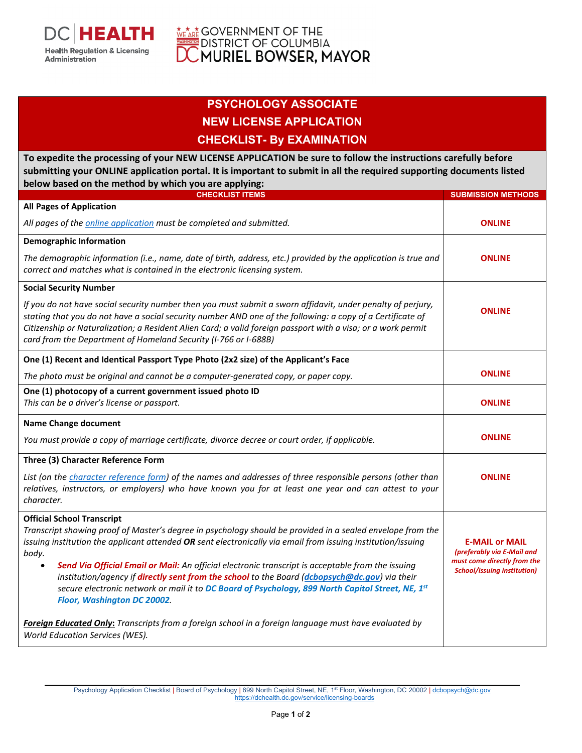DC | HEALTH
Health Regulation & Licensing Administration

GOVERNMENT OF THE DISTRICT OF COLUMBIA
MURIEL BOWSER, MAYOR

# PSYCHOLOGY ASSOCIATE
# NEW LICENSE APPLICATION
# CHECKLIST- By EXAMINATION

**To expedite the processing of your NEW LICENSE APPLICATION be sure to follow the instructions carefully before submitting your ONLINE application portal. It is important to submit in all the required supporting documents listed below based on the method by which you are applying:**

| CHECKLIST ITEMS | SUBMISSION METHODS |
|---|---|
| **All Pages of Application**<br>*All pages of the online application must be completed and submitted.* | **ONLINE** |
| **Demographic Information**<br>*The demographic information (i.e., name, date of birth, address, etc.) provided by the application is true and correct and matches what is contained in the electronic licensing system.* | **ONLINE** |
| **Social Security Number**<br>*If you do not have social security number then you must submit a sworn affidavit, under penalty of perjury, stating that you do not have a social security number AND one of the following: a copy of a Certificate of Citizenship or Naturalization; a Resident Alien Card; a valid foreign passport with a visa; or a work permit card from the Department of Homeland Security (I-766 or I-688B)* | **ONLINE** |
| **One (1) Recent and Identical Passport Type Photo (2x2 size) of the Applicant's Face**<br>*The photo must be original and cannot be a computer-generated copy, or paper copy.* | **ONLINE** |
| **One (1) photocopy of a current government issued photo ID**<br>*This can be a driver's license or passport.* | **ONLINE** |
| **Name Change document**<br>*You must provide a copy of marriage certificate, divorce decree or court order, if applicable.* | **ONLINE** |
| **Three (3) Character Reference Form**<br>*List (on the character reference form) of the names and addresses of three responsible persons (other than relatives, instructors, or employers) who have known you for at least one year and can attest to your character.* | **ONLINE** |
| **Official School Transcript**<br>*Transcript showing proof of Master's degree in psychology should be provided in a sealed envelope from the issuing institution the applicant attended **OR** sent electronically via email from issuing institution/issuing body.*<br>• ***Send Via Official Email or Mail:** An official electronic transcript is acceptable from the issuing institution/agency if **directly sent from the school** to the Board (**dcbopsych@dc.gov**) via their secure electronic network or mail it to **DC Board of Psychology, 899 North Capitol Street, NE, 1st Floor, Washington DC 20002**.*<br><br>***Foreign Educated Only**: Transcripts from a foreign school in a foreign language must have evaluated by World Education Services (WES).* | **E-MAIL or MAIL**<br>***(preferably via E-Mail and must come directly from the School/issuing institution)*** |

Psychology Application Checklist | Board of Psychology | 899 North Capitol Street, NE, 1st Floor, Washington, DC 20002 | dcbopsych@dc.gov
https://dchealth.dc.gov/service/licensing-boards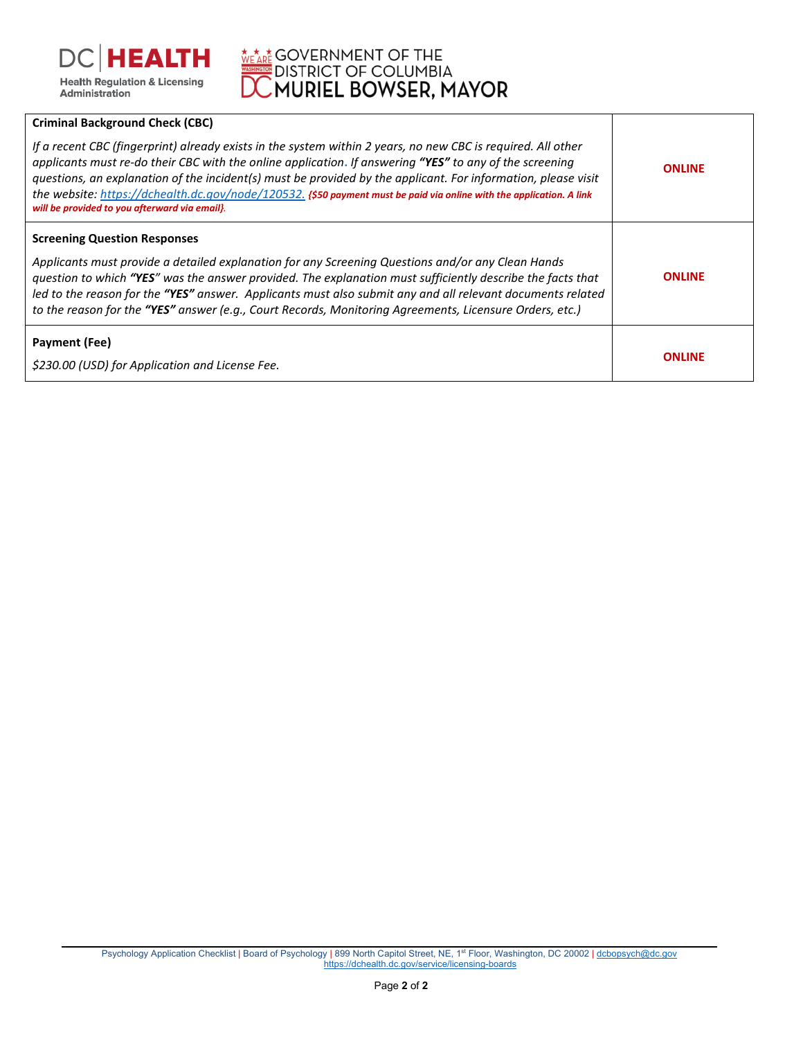| | |
|---|---|
| **Criminal Background Check (CBC)**<br><br>*If a recent CBC (fingerprint) already exists in the system within 2 years, no new CBC is required. All other applicants must re-do their CBC with the online application. If answering **"YES"** to any of the screening questions, an explanation of the incident(s) must be provided by the applicant. For information, please visit the website: [https://dchealth.dc.gov/node/120532.](https://dchealth.dc.gov/node/120532) **{$50 payment must be paid via online with the application. A link will be provided to you afterward via email}**.* | **ONLINE** |
| **Screening Question Responses**<br><br>*Applicants must provide a detailed explanation for any Screening Questions and/or any Clean Hands question to which **"YES"** was the answer provided. The explanation must sufficiently describe the facts that led to the reason for the **"YES"** answer. Applicants must also submit any and all relevant documents related to the reason for the **"YES"** answer (e.g., Court Records, Monitoring Agreements, Licensure Orders, etc.)* | **ONLINE** |
| **Payment (Fee)**<br><br>*$230.00 (USD) for Application and License Fee.* | **ONLINE** |